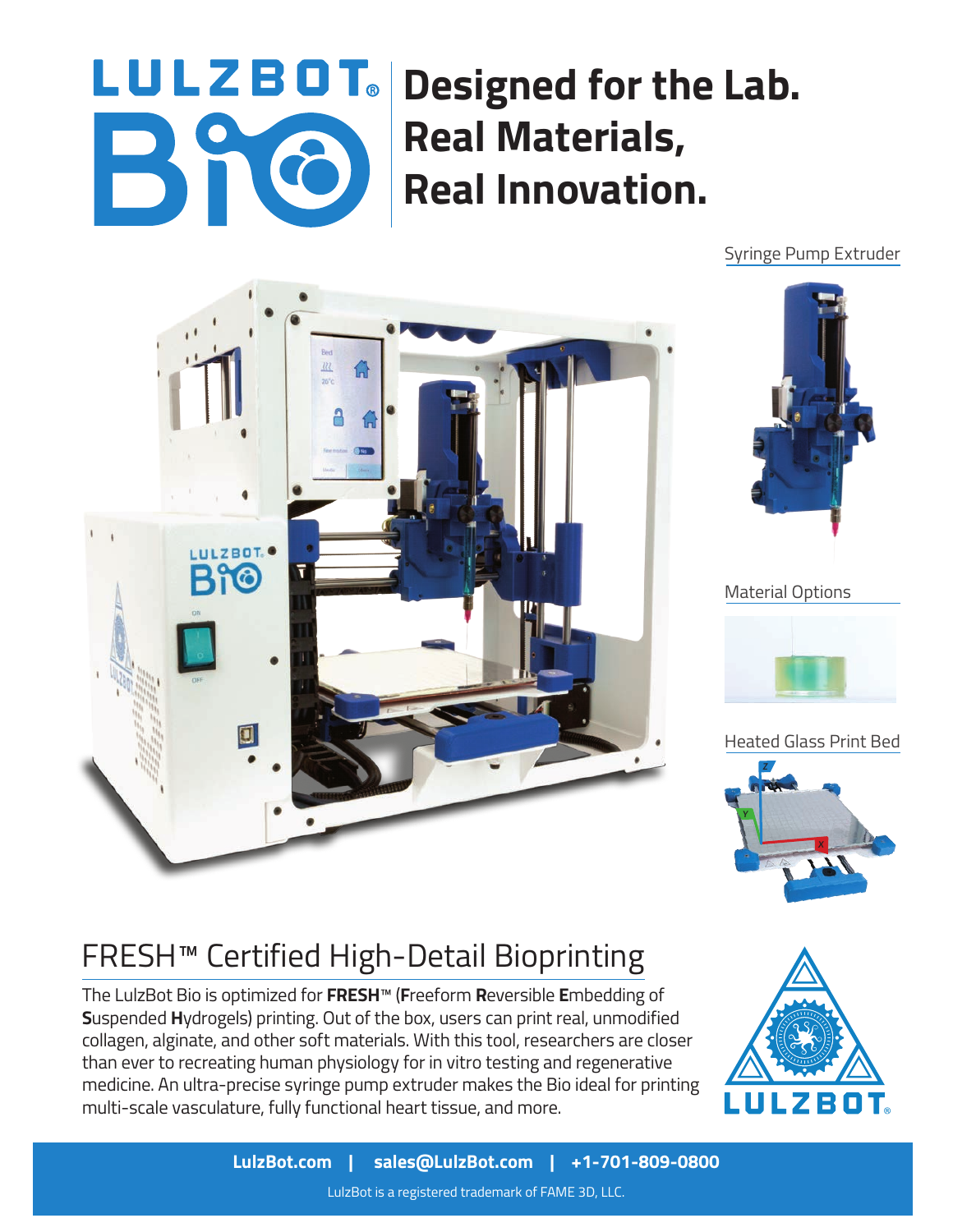# LULZBOT® Bio

## Designed for the Lab. Real Materials, Real Innovation.

Syringe Pump Extruder

Material Options

Heated Glass Print Bed

## FRESH™ Certified High-Detail Bioprinting

The LulzBot Bio is optimized for **FRESH**™ (**F**reeform **R**eversible **E**mbedding of **S**uspended **H**ydrogels) printing. Out of the box, users can print real, unmodified collagen, alginate, and other soft materials. With this tool, researchers are closer than ever to recreating human physiology for in vitro testing and regenerative medicine. An ultra-precise syringe pump extruder makes the Bio ideal for printing multi-scale vasculature, fully functional heart tissue, and more.

LULZBOT®

**LulzBot.com | sales@LulzBot.com | +1-701-809-0800**

LulzBot is a registered trademark of FAME 3D, LLC.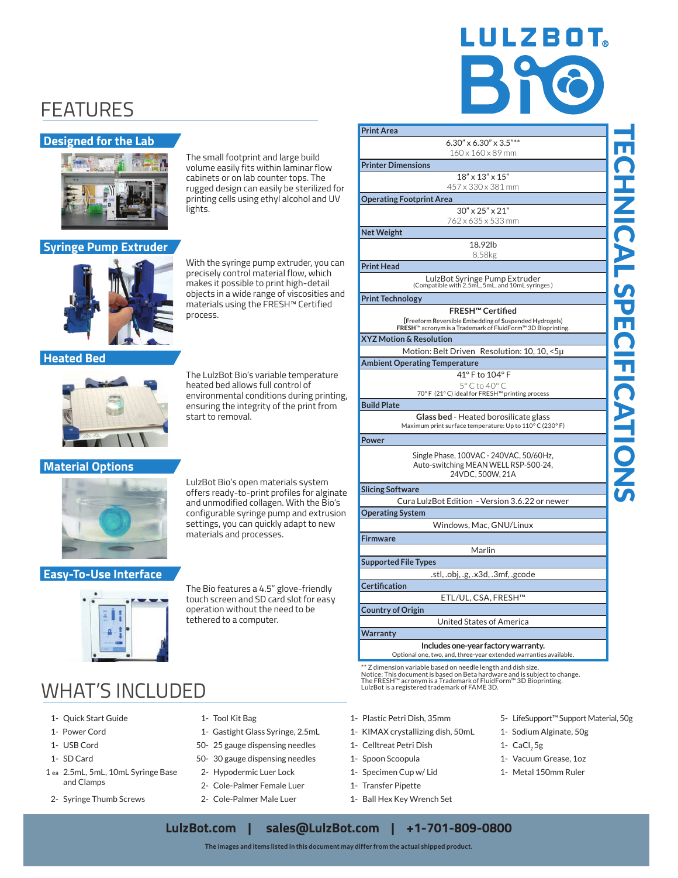# LULZBOT® Bio

## FEATURES

### Designed for the Lab

The small footprint and large build volume easily fits within laminar flow cabinets or on lab counter tops. The rugged design can easily be sterilized for printing cells using ethyl alcohol and UV lights.

### Syringe Pump Extruder

With the syringe pump extruder, you can precisely control material flow, which makes it possible to print high-detail objects in a wide range of viscosities and materials using the FRESH™ Certified process.

### Heated Bed

The LulzBot Bio's variable temperature heated bed allows full control of environmental conditions during printing, ensuring the integrity of the print from start to removal.

### Material Options

LulzBot Bio's open materials system offers ready-to-print profiles for alginate and unmodified collagen. With the Bio's configurable syringe pump and extrusion settings, you can quickly adapt to new materials and processes.

### Easy-To-Use Interface

The Bio features a 4.5" glove-friendly touch screen and SD card slot for easy operation without the need to be tethered to a computer.

## TECHNICAL SPECIFICATIONS

| | |
|---|---|
| **Print Area** | 6.30" x 6.30" x 3.5"** <br> 160 x 160 x 89 mm |
| **Printer Dimensions** | 18" x 13" x 15" <br> 457 x 330 x 381 mm |
| **Operating Footprint Area** | 30" x 25" x 21" <br> 762 x 635 x 533 mm |
| **Net Weight** | 18.92lb <br> 8.58kg |
| **Print Head** | LulzBot Syringe Pump Extruder <br> (Compatible with 2.5mL, 5mL, and 10mL syringes) |
| **Print Technology** | **FRESH™ Certified** <br> (**F**reeform **R**eversible **E**mbedding of **S**uspended **H**ydrogels) <br> **FRESH™** acronym is a Trademark of FluidForm™ 3D Bioprinting. |
| **XYZ Motion & Resolution** | Motion: Belt Driven Resolution: 10, 10, <5µ |
| **Ambient Operating Temperature** | 41° F to 104° F <br> 5° C to 40° C <br> 70° F (21° C) ideal for FRESH™ printing process |
| **Build Plate** | **Glass bed** - Heated borosilicate glass <br> Maximum print surface temperature: Up to 110° C (230° F) |
| **Power** | Single Phase, 100VAC - 240VAC, 50/60Hz, <br> Auto-switching MEAN WELL RSP-500-24, <br> 24VDC, 500W, 21A |
| **Slicing Software** | Cura LulzBot Edition - Version 3.6.22 or newer |
| **Operating System** | Windows, Mac, GNU/Linux |
| **Firmware** | Marlin |
| **Supported File Types** | .stl, .obj, .g, .x3d, .3mf, .gcode |
| **Certification** | ETL/UL, CSA, FRESH™ |
| **Country of Origin** | United States of America |
| **Warranty** | **Includes one-year factory warranty.** <br> Optional one, two, and, three-year extended warranties available. |

** Z dimension variable based on needle length and dish size.
Notice: This document is based on Beta hardware and is subject to change.
The FRESH™ acronym is a Trademark of FluidForm™ 3D Bioprinting.
LulzBot is a registered trademark of FAME 3D.

## WHAT'S INCLUDED

- 1- Quick Start Guide
- 1- Power Cord
- 1- USB Cord
- 1- SD Card
- 1 ea 2.5mL, 5mL, 10mL Syringe Base and Clamps
- 2- Syringe Thumb Screws
- 1- Tool Kit Bag
- 1- Gastight Glass Syringe, 2.5mL
- 50- 25 gauge dispensing needles
- 50- 30 gauge dispensing needles
- 2- Hypodermic Luer Lock
- 2- Cole-Palmer Female Luer
- 2- Cole-Palmer Male Luer
- 1- Plastic Petri Dish, 35mm
- 1- KIMAX crystallizing dish, 50mL
- 1- Celltreat Petri Dish
- 1- Spoon Scoopula
- 1- Specimen Cup w/ Lid
- 1- Transfer Pipette
- 1- Ball Hex Key Wrench Set
- 5- LifeSupport™ Support Material, 50g
- 1- Sodium Alginate, 50g
- 1- $CaCl_2$ 5g
- 1- Vacuum Grease, 1oz
- 1- Metal 150mm Ruler

**LulzBot.com | sales@LulzBot.com | +1-701-809-0800**

**The images and items listed in this document may differ from the actual shipped product.**